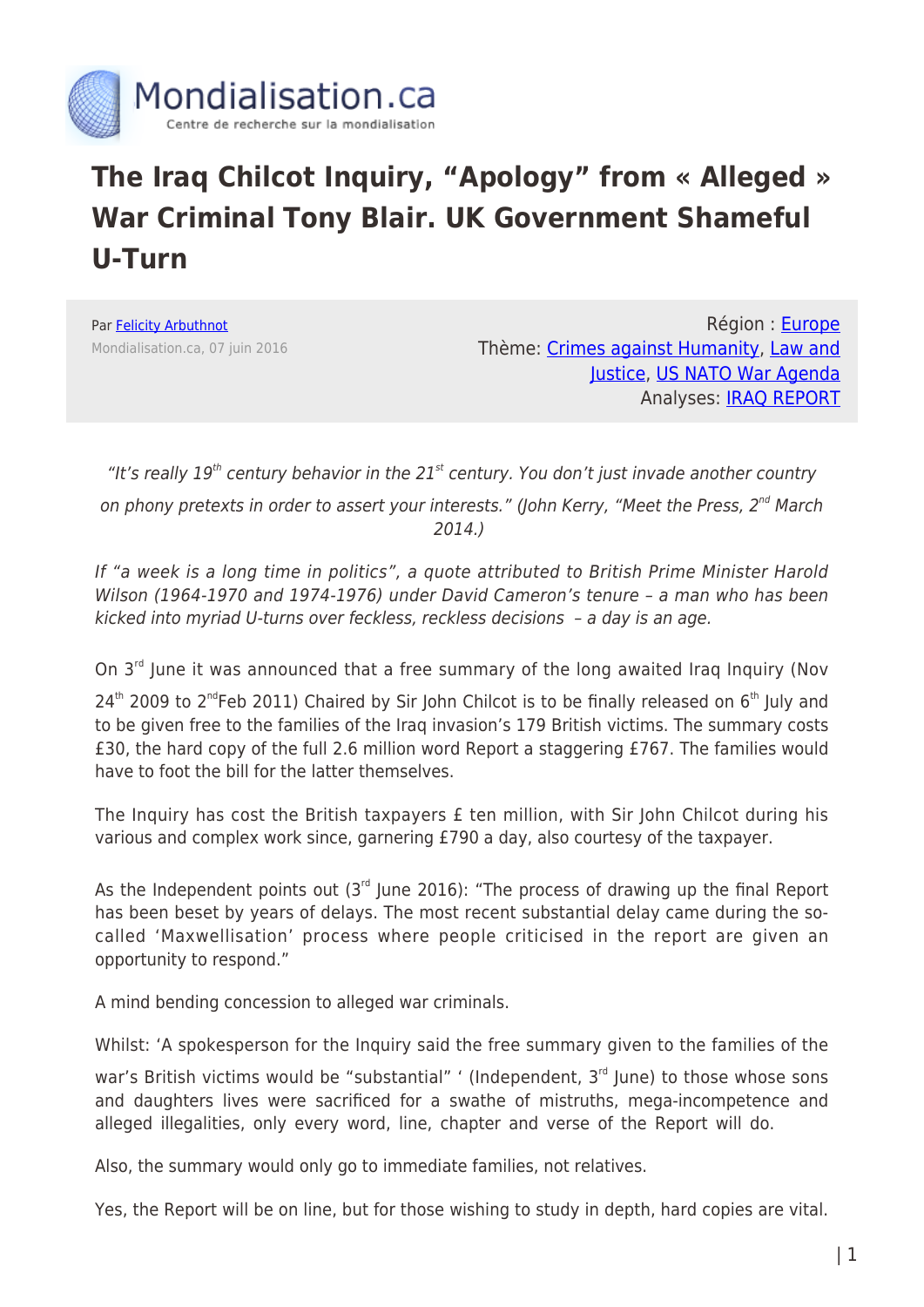# The Iraq Chilcot Inquiry, "Apology" from « Alleged » War Criminal Tony Blair. UK Government Shameful U-Turn

Par Felicity Arbuthnot
Mondialisation.ca, 07 juin 2016

Région : Europe
Thème: Crimes against Humanity, Law and Justice, US NATO War Agenda
Analyses: IRAQ REPORT

*"It's really 19th century behavior in the 21st century. You don't just invade another country on phony pretexts in order to assert your interests." (John Kerry, "Meet the Press, 2nd March 2014.)*

*If "a week is a long time in politics", a quote attributed to British Prime Minister Harold Wilson (1964-1970 and 1974-1976) under David Cameron's tenure – a man who has been kicked into myriad U-turns over feckless, reckless decisions – a day is an age.*

On 3rd June it was announced that a free summary of the long awaited Iraq Inquiry (Nov 24th 2009 to 2ndFeb 2011) Chaired by Sir John Chilcot is to be finally released on 6th July and to be given free to the families of the Iraq invasion's 179 British victims. The summary costs £30, the hard copy of the full 2.6 million word Report a staggering £767. The families would have to foot the bill for the latter themselves.

The Inquiry has cost the British taxpayers £ ten million, with Sir John Chilcot during his various and complex work since, garnering £790 a day, also courtesy of the taxpayer.

As the Independent points out (3rd June 2016): "The process of drawing up the final Report has been beset by years of delays. The most recent substantial delay came during the so-called 'Maxwellisation' process where people criticised in the report are given an opportunity to respond."

A mind bending concession to alleged war criminals.

Whilst: 'A spokesperson for the Inquiry said the free summary given to the families of the war's British victims would be "substantial" ' (Independent, 3rd June) to those whose sons and daughters lives were sacrificed for a swathe of mistruths, mega-incompetence and alleged illegalities, only every word, line, chapter and verse of the Report will do.

Also, the summary would only go to immediate families, not relatives.

Yes, the Report will be on line, but for those wishing to study in depth, hard copies are vital.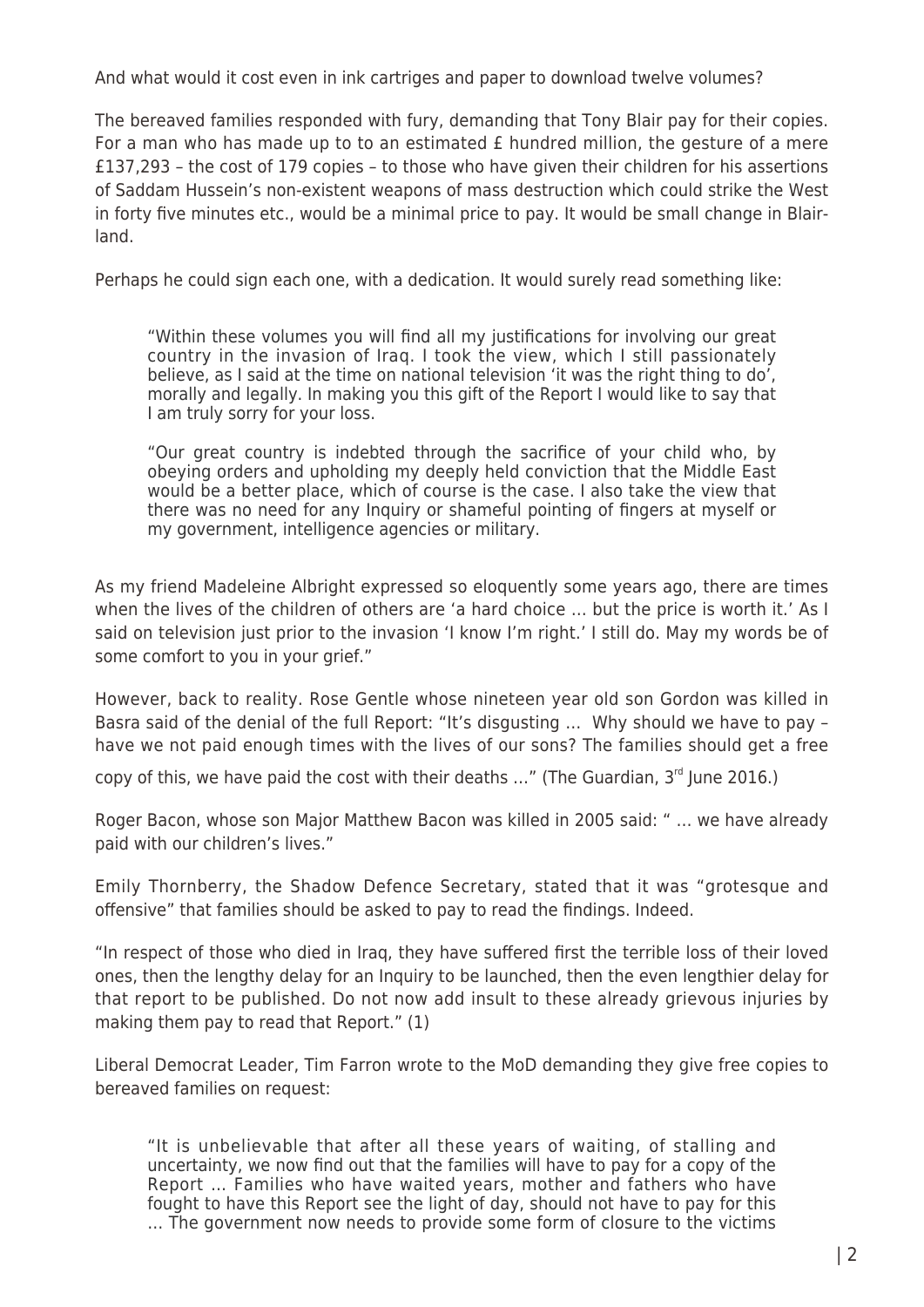And what would it cost even in ink cartriges and paper to download twelve volumes?

The bereaved families responded with fury, demanding that Tony Blair pay for their copies. For a man who has made up to to an estimated £ hundred million, the gesture of a mere £137,293 – the cost of 179 copies – to those who have given their children for his assertions of Saddam Hussein's non-existent weapons of mass destruction which could strike the West in forty five minutes etc., would be a minimal price to pay. It would be small change in Blair-land.

Perhaps he could sign each one, with a dedication. It would surely read something like:

> "Within these volumes you will find all my justifications for involving our great country in the invasion of Iraq. I took the view, which I still passionately believe, as I said at the time on national television 'it was the right thing to do', morally and legally. In making you this gift of the Report I would like to say that I am truly sorry for your loss.
>
> "Our great country is indebted through the sacrifice of your child who, by obeying orders and upholding my deeply held conviction that the Middle East would be a better place, which of course is the case. I also take the view that there was no need for any Inquiry or shameful pointing of fingers at myself or my government, intelligence agencies or military.

As my friend Madeleine Albright expressed so eloquently some years ago, there are times when the lives of the children of others are 'a hard choice … but the price is worth it.' As I said on television just prior to the invasion 'I know I'm right.' I still do. May my words be of some comfort to you in your grief."

However, back to reality. Rose Gentle whose nineteen year old son Gordon was killed in Basra said of the denial of the full Report: "It's disgusting … Why should we have to pay – have we not paid enough times with the lives of our sons? The families should get a free copy of this, we have paid the cost with their deaths …" (The Guardian, 3rd June 2016.)

Roger Bacon, whose son Major Matthew Bacon was killed in 2005 said: " … we have already paid with our children's lives."

Emily Thornberry, the Shadow Defence Secretary, stated that it was "grotesque and offensive" that families should be asked to pay to read the findings. Indeed.

"In respect of those who died in Iraq, they have suffered first the terrible loss of their loved ones, then the lengthy delay for an Inquiry to be launched, then the even lengthier delay for that report to be published. Do not now add insult to these already grievous injuries by making them pay to read that Report." (1)

Liberal Democrat Leader, Tim Farron wrote to the MoD demanding they give free copies to bereaved families on request:

> "It is unbelievable that after all these years of waiting, of stalling and uncertainty, we now find out that the families will have to pay for a copy of the Report … Families who have waited years, mother and fathers who have fought to have this Report see the light of day, should not have to pay for this … The government now needs to provide some form of closure to the victims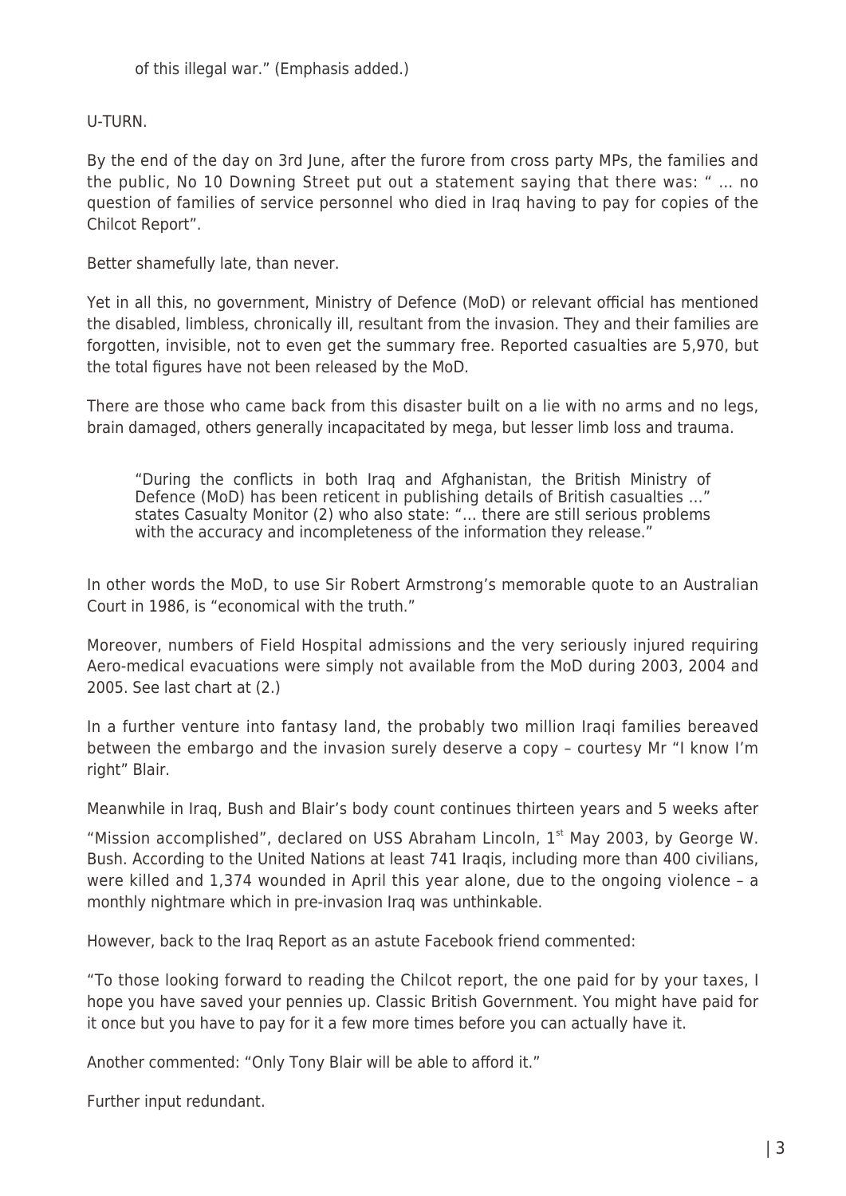> of this illegal war." (Emphasis added.)

U-TURN.

By the end of the day on 3rd June, after the furore from cross party MPs, the families and the public, No 10 Downing Street put out a statement saying that there was: " … no question of families of service personnel who died in Iraq having to pay for copies of the Chilcot Report".

Better shamefully late, than never.

Yet in all this, no government, Ministry of Defence (MoD) or relevant official has mentioned the disabled, limbless, chronically ill, resultant from the invasion. They and their families are forgotten, invisible, not to even get the summary free. Reported casualties are 5,970, but the total figures have not been released by the MoD.

There are those who came back from this disaster built on a lie with no arms and no legs, brain damaged, others generally incapacitated by mega, but lesser limb loss and trauma.

> "During the conflicts in both Iraq and Afghanistan, the British Ministry of Defence (MoD) has been reticent in publishing details of British casualties …" states Casualty Monitor (2) who also state: "… there are still serious problems with the accuracy and incompleteness of the information they release."

In other words the MoD, to use Sir Robert Armstrong's memorable quote to an Australian Court in 1986, is "economical with the truth."

Moreover, numbers of Field Hospital admissions and the very seriously injured requiring Aero-medical evacuations were simply not available from the MoD during 2003, 2004 and 2005. See last chart at (2.)

In a further venture into fantasy land, the probably two million Iraqi families bereaved between the embargo and the invasion surely deserve a copy – courtesy Mr "I know I'm right" Blair.

Meanwhile in Iraq, Bush and Blair's body count continues thirteen years and 5 weeks after "Mission accomplished", declared on USS Abraham Lincoln, 1st May 2003, by George W. Bush. According to the United Nations at least 741 Iraqis, including more than 400 civilians, were killed and 1,374 wounded in April this year alone, due to the ongoing violence – a monthly nightmare which in pre-invasion Iraq was unthinkable.

However, back to the Iraq Report as an astute Facebook friend commented:

"To those looking forward to reading the Chilcot report, the one paid for by your taxes, I hope you have saved your pennies up. Classic British Government. You might have paid for it once but you have to pay for it a few more times before you can actually have it.

Another commented: "Only Tony Blair will be able to afford it."

Further input redundant.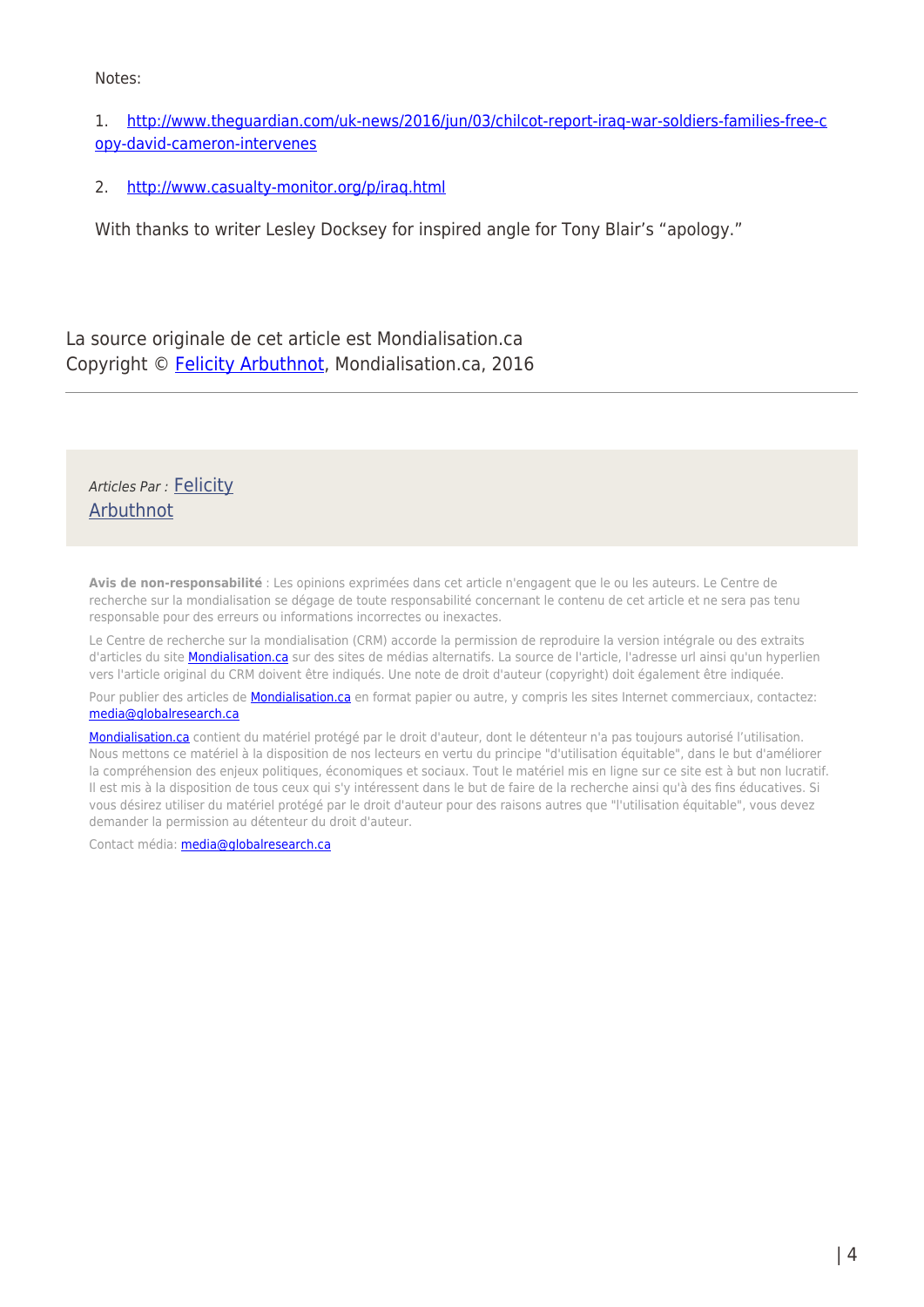Notes:

1. http://www.theguardian.com/uk-news/2016/jun/03/chilcot-report-iraq-war-soldiers-families-free-copy-david-cameron-intervenes

2. http://www.casualty-monitor.org/p/iraq.html

With thanks to writer Lesley Docksey for inspired angle for Tony Blair's "apology."

La source originale de cet article est Mondialisation.ca
Copyright © Felicity Arbuthnot, Mondialisation.ca, 2016

---

*Articles Par :* Felicity Arbuthnot

**Avis de non-responsabilité** : Les opinions exprimées dans cet article n'engagent que le ou les auteurs. Le Centre de recherche sur la mondialisation se dégage de toute responsabilité concernant le contenu de cet article et ne sera pas tenu responsable pour des erreurs ou informations incorrectes ou inexactes.

Le Centre de recherche sur la mondialisation (CRM) accorde la permission de reproduire la version intégrale ou des extraits d'articles du site Mondialisation.ca sur des sites de médias alternatifs. La source de l'article, l'adresse url ainsi qu'un hyperlien vers l'article original du CRM doivent être indiqués. Une note de droit d'auteur (copyright) doit également être indiquée.

Pour publier des articles de Mondialisation.ca en format papier ou autre, y compris les sites Internet commerciaux, contactez: media@globalresearch.ca

Mondialisation.ca contient du matériel protégé par le droit d'auteur, dont le détenteur n'a pas toujours autorisé l'utilisation. Nous mettons ce matériel à la disposition de nos lecteurs en vertu du principe "d'utilisation équitable", dans le but d'améliorer la compréhension des enjeux politiques, économiques et sociaux. Tout le matériel mis en ligne sur ce site est à but non lucratif. Il est mis à la disposition de tous ceux qui s'y intéressent dans le but de faire de la recherche ainsi qu'à des fins éducatives. Si vous désirez utiliser du matériel protégé par le droit d'auteur pour des raisons autres que "l'utilisation équitable", vous devez demander la permission au détenteur du droit d'auteur.

Contact média: media@globalresearch.ca